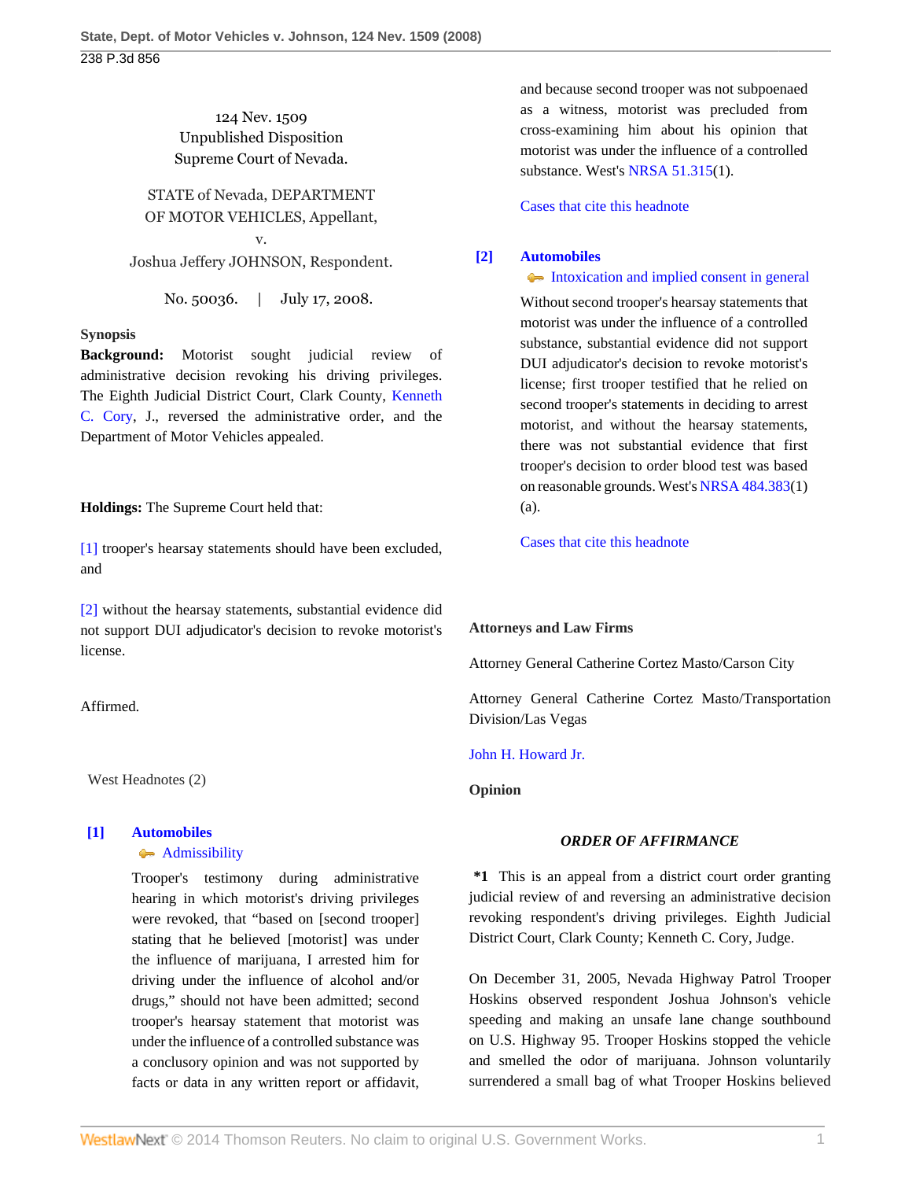124 Nev. 1509
Unpublished Disposition
Supreme Court of Nevada.

STATE of Nevada, DEPARTMENT OF MOTOR VEHICLES, Appellant,
v.
Joshua Jeffery JOHNSON, Respondent.

No. 50036. | July 17, 2008.

**Synopsis**

**Background:** Motorist sought judicial review of administrative decision revoking his driving privileges. The Eighth Judicial District Court, Clark County, Kenneth C. Cory, J., reversed the administrative order, and the Department of Motor Vehicles appealed.

**Holdings:** The Supreme Court held that:

[1] trooper's hearsay statements should have been excluded, and

[2] without the hearsay statements, substantial evidence did not support DUI adjudicator's decision to revoke motorist's license.

Affirmed.

West Headnotes (2)

**[1] Automobiles**
Admissibility

Trooper's testimony during administrative hearing in which motorist's driving privileges were revoked, that "based on [second trooper] stating that he believed [motorist] was under the influence of marijuana, I arrested him for driving under the influence of alcohol and/or drugs," should not have been admitted; second trooper's hearsay statement that motorist was under the influence of a controlled substance was a conclusory opinion and was not supported by facts or data in any written report or affidavit, and because second trooper was not subpoenaed as a witness, motorist was precluded from cross-examining him about his opinion that motorist was under the influence of a controlled substance. West's NRSA 51.315(1).

Cases that cite this headnote

**[2] Automobiles**
Intoxication and implied consent in general

Without second trooper's hearsay statements that motorist was under the influence of a controlled substance, substantial evidence did not support DUI adjudicator's decision to revoke motorist's license; first trooper testified that he relied on second trooper's statements in deciding to arrest motorist, and without the hearsay statements, there was not substantial evidence that first trooper's decision to order blood test was based on reasonable grounds. West's NRSA 484.383(1)(a).

Cases that cite this headnote

**Attorneys and Law Firms**

Attorney General Catherine Cortez Masto/Carson City

Attorney General Catherine Cortez Masto/Transportation Division/Las Vegas

John H. Howard Jr.

**Opinion**

***ORDER OF AFFIRMANCE***

**\*1** This is an appeal from a district court order granting judicial review of and reversing an administrative decision revoking respondent's driving privileges. Eighth Judicial District Court, Clark County; Kenneth C. Cory, Judge.

On December 31, 2005, Nevada Highway Patrol Trooper Hoskins observed respondent Joshua Johnson's vehicle speeding and making an unsafe lane change southbound on U.S. Highway 95. Trooper Hoskins stopped the vehicle and smelled the odor of marijuana. Johnson voluntarily surrendered a small bag of what Trooper Hoskins believed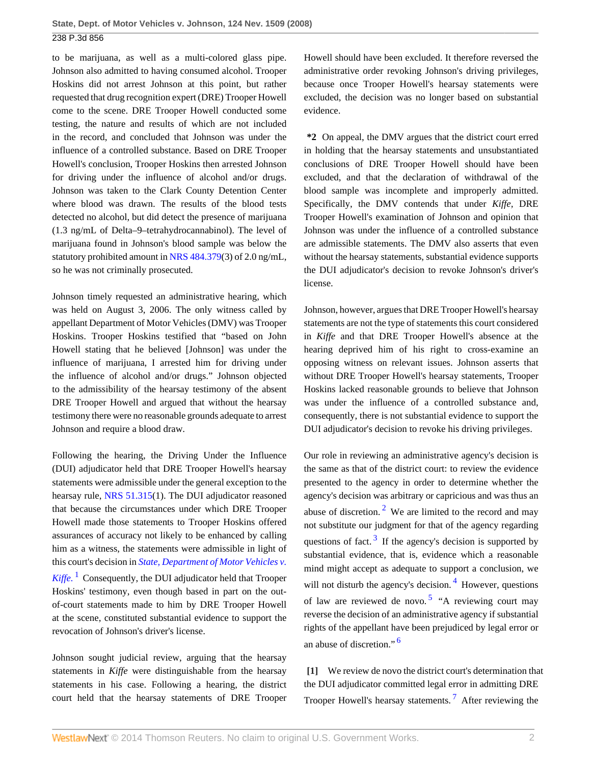to be marijuana, as well as a multi-colored glass pipe. Johnson also admitted to having consumed alcohol. Trooper Hoskins did not arrest Johnson at this point, but rather requested that drug recognition expert (DRE) Trooper Howell come to the scene. DRE Trooper Howell conducted some testing, the nature and results of which are not included in the record, and concluded that Johnson was under the influence of a controlled substance. Based on DRE Trooper Howell's conclusion, Trooper Hoskins then arrested Johnson for driving under the influence of alcohol and/or drugs. Johnson was taken to the Clark County Detention Center where blood was drawn. The results of the blood tests detected no alcohol, but did detect the presence of marijuana (1.3 ng/mL of Delta–9–tetrahydrocannabinol). The level of marijuana found in Johnson's blood sample was below the statutory prohibited amount in NRS 484.379(3) of 2.0 ng/mL, so he was not criminally prosecuted.

Johnson timely requested an administrative hearing, which was held on August 3, 2006. The only witness called by appellant Department of Motor Vehicles (DMV) was Trooper Hoskins. Trooper Hoskins testified that "based on John Howell stating that he believed [Johnson] was under the influence of marijuana, I arrested him for driving under the influence of alcohol and/or drugs." Johnson objected to the admissibility of the hearsay testimony of the absent DRE Trooper Howell and argued that without the hearsay testimony there were no reasonable grounds adequate to arrest Johnson and require a blood draw.

Following the hearing, the Driving Under the Influence (DUI) adjudicator held that DRE Trooper Howell's hearsay statements were admissible under the general exception to the hearsay rule, NRS 51.315(1). The DUI adjudicator reasoned that because the circumstances under which DRE Trooper Howell made those statements to Trooper Hoskins offered assurances of accuracy not likely to be enhanced by calling him as a witness, the statements were admissible in light of this court's decision in *State, Department of Motor Vehicles v. Kiffe.*[1] Consequently, the DUI adjudicator held that Trooper Hoskins' testimony, even though based in part on the out-of-court statements made to him by DRE Trooper Howell at the scene, constituted substantial evidence to support the revocation of Johnson's driver's license.

Johnson sought judicial review, arguing that the hearsay statements in *Kiffe* were distinguishable from the hearsay statements in his case. Following a hearing, the district court held that the hearsay statements of DRE Trooper Howell should have been excluded. It therefore reversed the administrative order revoking Johnson's driving privileges, because once Trooper Howell's hearsay statements were excluded, the decision was no longer based on substantial evidence.

**\*2** On appeal, the DMV argues that the district court erred in holding that the hearsay statements and unsubstantiated conclusions of DRE Trooper Howell should have been excluded, and that the declaration of withdrawal of the blood sample was incomplete and improperly admitted. Specifically, the DMV contends that under *Kiffe*, DRE Trooper Howell's examination of Johnson and opinion that Johnson was under the influence of a controlled substance are admissible statements. The DMV also asserts that even without the hearsay statements, substantial evidence supports the DUI adjudicator's decision to revoke Johnson's driver's license.

Johnson, however, argues that DRE Trooper Howell's hearsay statements are not the type of statements this court considered in *Kiffe* and that DRE Trooper Howell's absence at the hearing deprived him of his right to cross-examine an opposing witness on relevant issues. Johnson asserts that without DRE Trooper Howell's hearsay statements, Trooper Hoskins lacked reasonable grounds to believe that Johnson was under the influence of a controlled substance and, consequently, there is not substantial evidence to support the DUI adjudicator's decision to revoke his driving privileges.

Our role in reviewing an administrative agency's decision is the same as that of the district court: to review the evidence presented to the agency in order to determine whether the agency's decision was arbitrary or capricious and was thus an abuse of discretion.[2] We are limited to the record and may not substitute our judgment for that of the agency regarding questions of fact.[3] If the agency's decision is supported by substantial evidence, that is, evidence which a reasonable mind might accept as adequate to support a conclusion, we will not disturb the agency's decision.[4] However, questions of law are reviewed de novo.[5] "A reviewing court may reverse the decision of an administrative agency if substantial rights of the appellant have been prejudiced by legal error or an abuse of discretion."[6]

**[1]** We review de novo the district court's determination that the DUI adjudicator committed legal error in admitting DRE Trooper Howell's hearsay statements.[7] After reviewing the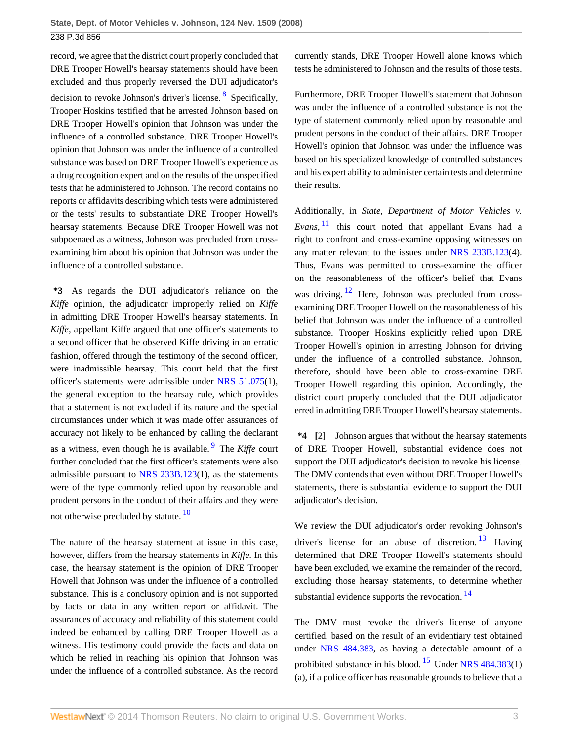record, we agree that the district court properly concluded that DRE Trooper Howell's hearsay statements should have been excluded and thus properly reversed the DUI adjudicator's decision to revoke Johnson's driver's license.[8] Specifically, Trooper Hoskins testified that he arrested Johnson based on DRE Trooper Howell's opinion that Johnson was under the influence of a controlled substance. DRE Trooper Howell's opinion that Johnson was under the influence of a controlled substance was based on DRE Trooper Howell's experience as a drug recognition expert and on the results of the unspecified tests that he administered to Johnson. The record contains no reports or affidavits describing which tests were administered or the tests' results to substantiate DRE Trooper Howell's hearsay statements. Because DRE Trooper Howell was not subpoenaed as a witness, Johnson was precluded from cross-examining him about his opinion that Johnson was under the influence of a controlled substance.

**\*3** As regards the DUI adjudicator's reliance on the *Kiffe* opinion, the adjudicator improperly relied on *Kiffe* in admitting DRE Trooper Howell's hearsay statements. In *Kiffe,* appellant Kiffe argued that one officer's statements to a second officer that he observed Kiffe driving in an erratic fashion, offered through the testimony of the second officer, were inadmissible hearsay. This court held that the first officer's statements were admissible under NRS 51.075(1), the general exception to the hearsay rule, which provides that a statement is not excluded if its nature and the special circumstances under which it was made offer assurances of accuracy not likely to be enhanced by calling the declarant as a witness, even though he is available.[9] The *Kiffe* court further concluded that the first officer's statements were also admissible pursuant to NRS 233B.123(1), as the statements were of the type commonly relied upon by reasonable and prudent persons in the conduct of their affairs and they were not otherwise precluded by statute.[10]

The nature of the hearsay statement at issue in this case, however, differs from the hearsay statements in *Kiffe.* In this case, the hearsay statement is the opinion of DRE Trooper Howell that Johnson was under the influence of a controlled substance. This is a conclusory opinion and is not supported by facts or data in any written report or affidavit. The assurances of accuracy and reliability of this statement could indeed be enhanced by calling DRE Trooper Howell as a witness. His testimony could provide the facts and data on which he relied in reaching his opinion that Johnson was under the influence of a controlled substance. As the record currently stands, DRE Trooper Howell alone knows which tests he administered to Johnson and the results of those tests.

Furthermore, DRE Trooper Howell's statement that Johnson was under the influence of a controlled substance is not the type of statement commonly relied upon by reasonable and prudent persons in the conduct of their affairs. DRE Trooper Howell's opinion that Johnson was under the influence was based on his specialized knowledge of controlled substances and his expert ability to administer certain tests and determine their results.

Additionally, in *State, Department of Motor Vehicles v. Evans,*[11] this court noted that appellant Evans had a right to confront and cross-examine opposing witnesses on any matter relevant to the issues under NRS 233B.123(4). Thus, Evans was permitted to cross-examine the officer on the reasonableness of the officer's belief that Evans was driving.[12] Here, Johnson was precluded from cross-examining DRE Trooper Howell on the reasonableness of his belief that Johnson was under the influence of a controlled substance. Trooper Hoskins explicitly relied upon DRE Trooper Howell's opinion in arresting Johnson for driving under the influence of a controlled substance. Johnson, therefore, should have been able to cross-examine DRE Trooper Howell regarding this opinion. Accordingly, the district court properly concluded that the DUI adjudicator erred in admitting DRE Trooper Howell's hearsay statements.

**\*4 [2]** Johnson argues that without the hearsay statements of DRE Trooper Howell, substantial evidence does not support the DUI adjudicator's decision to revoke his license. The DMV contends that even without DRE Trooper Howell's statements, there is substantial evidence to support the DUI adjudicator's decision.

We review the DUI adjudicator's order revoking Johnson's driver's license for an abuse of discretion.[13] Having determined that DRE Trooper Howell's statements should have been excluded, we examine the remainder of the record, excluding those hearsay statements, to determine whether substantial evidence supports the revocation.[14]

The DMV must revoke the driver's license of anyone certified, based on the result of an evidentiary test obtained under NRS 484.383, as having a detectable amount of a prohibited substance in his blood.[15] Under NRS 484.383(1)(a), if a police officer has reasonable grounds to believe that a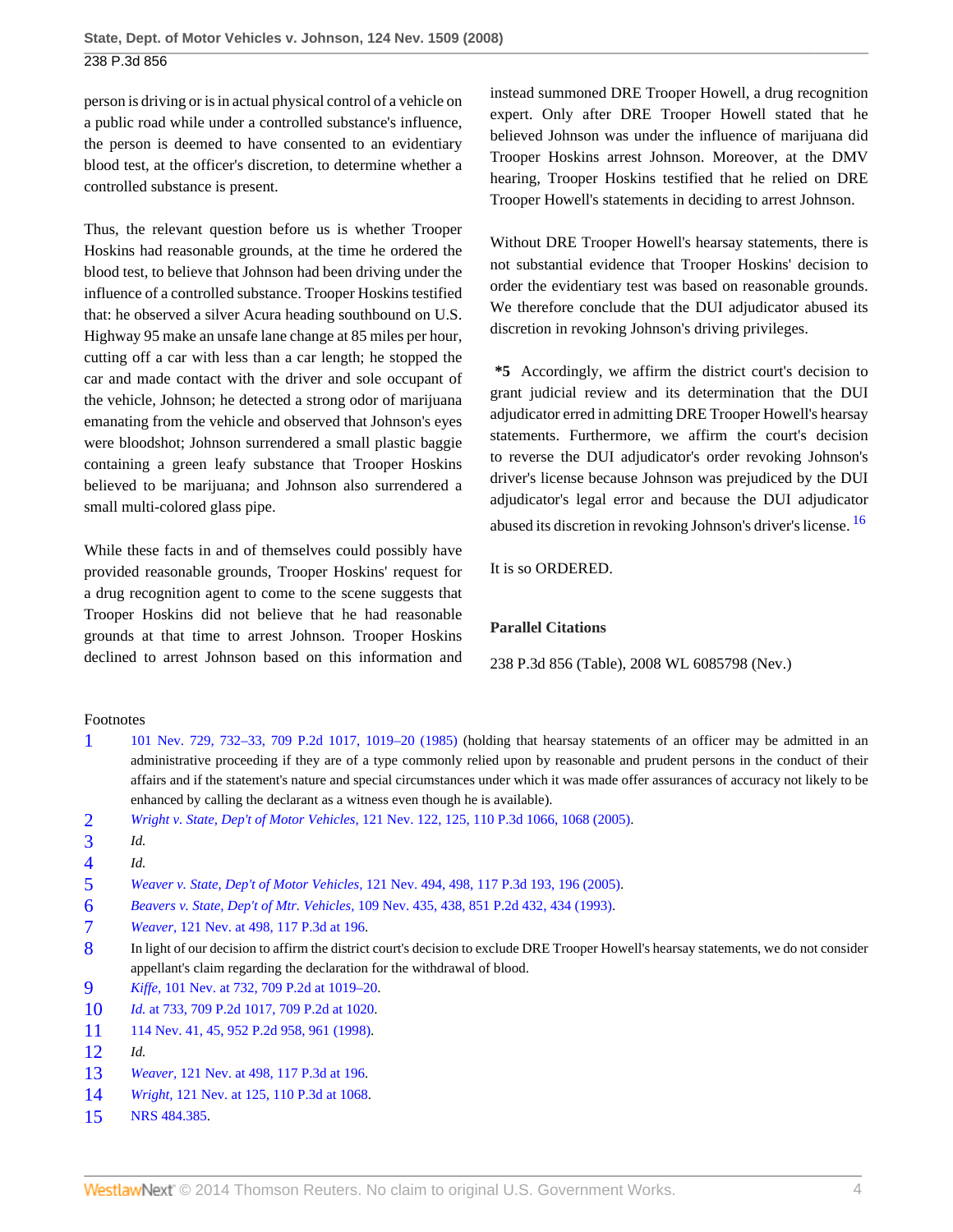person is driving or is in actual physical control of a vehicle on a public road while under a controlled substance's influence, the person is deemed to have consented to an evidentiary blood test, at the officer's discretion, to determine whether a controlled substance is present.

Thus, the relevant question before us is whether Trooper Hoskins had reasonable grounds, at the time he ordered the blood test, to believe that Johnson had been driving under the influence of a controlled substance. Trooper Hoskins testified that: he observed a silver Acura heading southbound on U.S. Highway 95 make an unsafe lane change at 85 miles per hour, cutting off a car with less than a car length; he stopped the car and made contact with the driver and sole occupant of the vehicle, Johnson; he detected a strong odor of marijuana emanating from the vehicle and observed that Johnson's eyes were bloodshot; Johnson surrendered a small plastic baggie containing a green leafy substance that Trooper Hoskins believed to be marijuana; and Johnson also surrendered a small multi-colored glass pipe.

While these facts in and of themselves could possibly have provided reasonable grounds, Trooper Hoskins' request for a drug recognition agent to come to the scene suggests that Trooper Hoskins did not believe that he had reasonable grounds at that time to arrest Johnson. Trooper Hoskins declined to arrest Johnson based on this information and instead summoned DRE Trooper Howell, a drug recognition expert. Only after DRE Trooper Howell stated that he believed Johnson was under the influence of marijuana did Trooper Hoskins arrest Johnson. Moreover, at the DMV hearing, Trooper Hoskins testified that he relied on DRE Trooper Howell's statements in deciding to arrest Johnson.

Without DRE Trooper Howell's hearsay statements, there is not substantial evidence that Trooper Hoskins' decision to order the evidentiary test was based on reasonable grounds. We therefore conclude that the DUI adjudicator abused its discretion in revoking Johnson's driving privileges.

**\*5** Accordingly, we affirm the district court's decision to grant judicial review and its determination that the DUI adjudicator erred in admitting DRE Trooper Howell's hearsay statements. Furthermore, we affirm the court's decision to reverse the DUI adjudicator's order revoking Johnson's driver's license because Johnson was prejudiced by the DUI adjudicator's legal error and because the DUI adjudicator abused its discretion in revoking Johnson's driver's license.[16]

It is so ORDERED.

**Parallel Citations**

238 P.3d 856 (Table), 2008 WL 6085798 (Nev.)

Footnotes

1. 101 Nev. 729, 732–33, 709 P.2d 1017, 1019–20 (1985) (holding that hearsay statements of an officer may be admitted in an administrative proceeding if they are of a type commonly relied upon by reasonable and prudent persons in the conduct of their affairs and if the statement's nature and special circumstances under which it was made offer assurances of accuracy not likely to be enhanced by calling the declarant as a witness even though he is available).
2. *Wright v. State, Dep't of Motor Vehicles,* 121 Nev. 122, 125, 110 P.3d 1066, 1068 (2005).
3. *Id.*
4. *Id.*
5. *Weaver v. State, Dep't of Motor Vehicles,* 121 Nev. 494, 498, 117 P.3d 193, 196 (2005).
6. *Beavers v. State, Dep't of Mtr. Vehicles,* 109 Nev. 435, 438, 851 P.2d 432, 434 (1993).
7. *Weaver,* 121 Nev. at 498, 117 P.3d at 196.
8. In light of our decision to affirm the district court's decision to exclude DRE Trooper Howell's hearsay statements, we do not consider appellant's claim regarding the declaration for the withdrawal of blood.
9. *Kiffe,* 101 Nev. at 732, 709 P.2d at 1019–20.
10. *Id.* at 733, 709 P.2d 1017, 709 P.2d at 1020.
11. 114 Nev. 41, 45, 952 P.2d 958, 961 (1998).
12. *Id.*
13. *Weaver,* 121 Nev. at 498, 117 P.3d at 196.
14. *Wright,* 121 Nev. at 125, 110 P.3d at 1068.
15. NRS 484.385.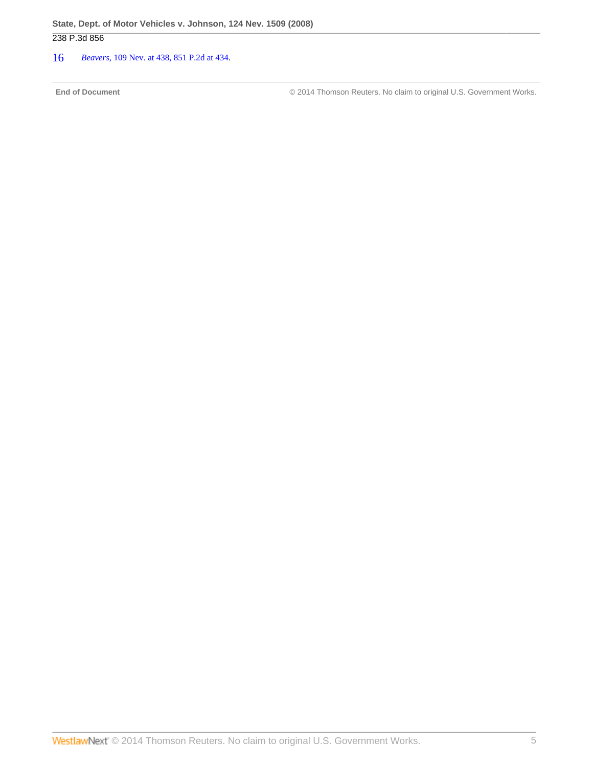16 *Beavers,* 109 Nev. at 438, 851 P.2d at 434.

**End of Document** © 2014 Thomson Reuters. No claim to original U.S. Government Works.